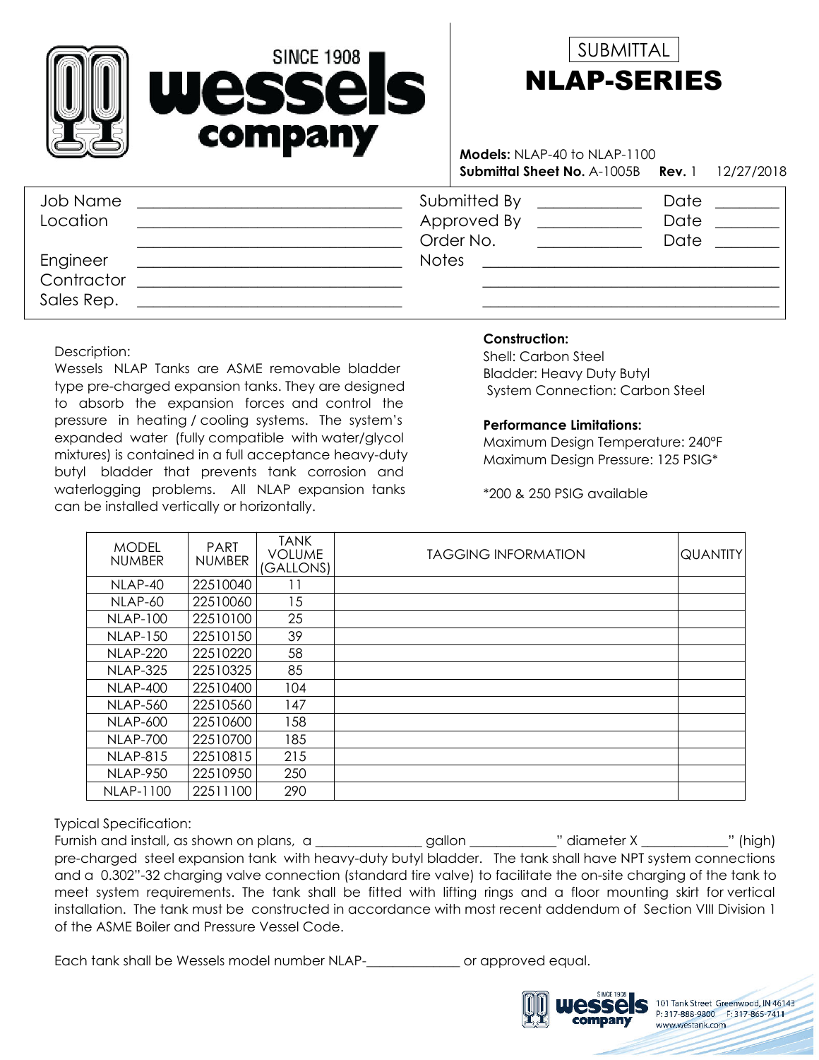# wessels company

SINCE 1908

SUBMITTAL

# NLAP-SERIES

**Models:** NLAP-40 to NLAP-1100

**Submittal Sheet No.** A-1005B **Rev.** 1 12/27/2018

| | | | | | |
|---|---|---|---|---|---|
| Job Name | ______________ | Submitted By | ______________ | Date | ________ |
| Location | ______________ | Approved By | ______________ | Date | ________ |
| | ______________ | Order No. | ______________ | Date | ________ |
| Engineer | ______________ | Notes | ______________ | | |
| Contractor | ______________ | | ______________ | | |
| Sales Rep. | ______________ | | ______________ | | |

Description:

Wessels NLAP Tanks are ASME removable bladder type pre-charged expansion tanks. They are designed to absorb the expansion forces and control the pressure in heating / cooling systems. The system's expanded water (fully compatible with water/glycol mixtures) is contained in a full acceptance heavy-duty butyl bladder that prevents tank corrosion and waterlogging problems. All NLAP expansion tanks can be installed vertically or horizontally.

**Construction:**

Shell: Carbon Steel

Bladder: Heavy Duty Butyl

System Connection: Carbon Steel

**Performance Limitations:**

Maximum Design Temperature: 240°F

Maximum Design Pressure: 125 PSIG*

*200 & 250 PSIG available

| MODEL NUMBER | PART NUMBER | TANK VOLUME (GALLONS) | TAGGING INFORMATION | QUANTITY |
|---|---|---|---|---|
| NLAP-40 | 22510040 | 11 | | |
| NLAP-60 | 22510060 | 15 | | |
| NLAP-100 | 22510100 | 25 | | |
| NLAP-150 | 22510150 | 39 | | |
| NLAP-220 | 22510220 | 58 | | |
| NLAP-325 | 22510325 | 85 | | |
| NLAP-400 | 22510400 | 104 | | |
| NLAP-560 | 22510560 | 147 | | |
| NLAP-600 | 22510600 | 158 | | |
| NLAP-700 | 22510700 | 185 | | |
| NLAP-815 | 22510815 | 215 | | |
| NLAP-950 | 22510950 | 250 | | |
| NLAP-1100 | 22511100 | 290 | | |

Typical Specification:

Furnish and install, as shown on plans, a _______________ gallon ____________" diameter X ____________" (high) pre-charged steel expansion tank with heavy-duty butyl bladder. The tank shall have NPT system connections and a 0.302"-32 charging valve connection (standard tire valve) to facilitate the on-site charging of the tank to meet system requirements. The tank shall be fitted with lifting rings and a floor mounting skirt for vertical installation. The tank must be constructed in accordance with most recent addendum of Section VIII Division 1 of the ASME Boiler and Pressure Vessel Code.

Each tank shall be Wessels model number NLAP-_____________ or approved equal.

101 Tank Street Greenwood, IN 46143
P: 317-888-9800 F: 317-865-7411
www.westank.com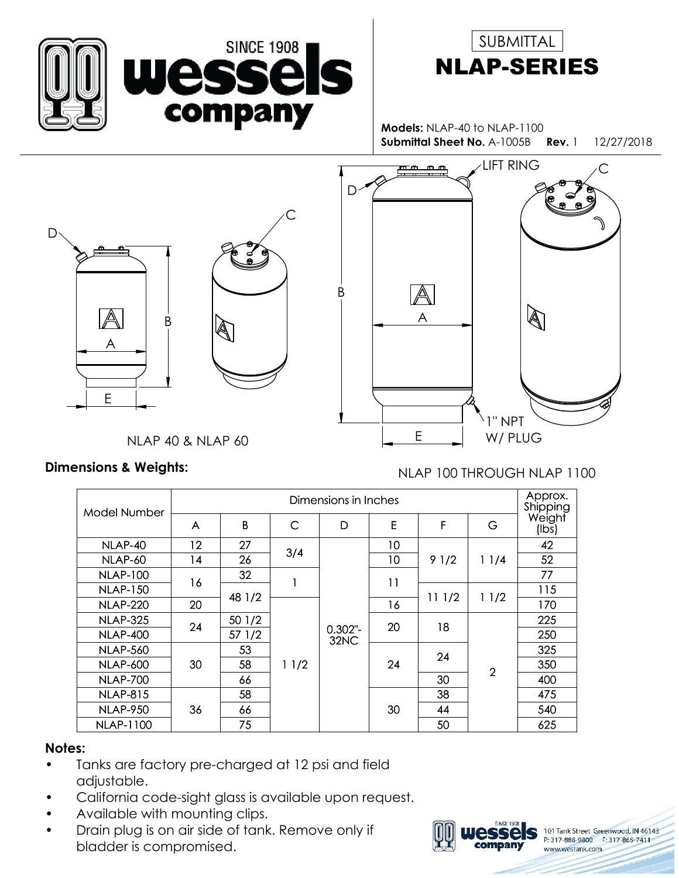SUBMITTAL

# NLAP-SERIES

**Models:** NLAP-40 to NLAP-1100
**Submittal Sheet No.** A-1005B **Rev.** 1 12/27/2018

LIFT RING

C

D

B

A

E

1" NPT W/ PLUG

NLAP 40 & NLAP 60

NLAP 100 THROUGH NLAP 1100

**Dimensions & Weights:**

| Model Number | Dimensions in Inches | | | | | | | Approx. Shipping Weight (lbs) |
|---|---|---|---|---|---|---|---|---|
| | A | B | C | D | E | F | G | |
| NLAP-40 | 12 | 27 | 3/4 | 0.302"-32NC | 10 | 9 1/2 | 1 1/4 | 42 |
| NLAP-60 | 14 | 26 | 3/4 | 0.302"-32NC | 10 | 9 1/2 | 1 1/4 | 52 |
| NLAP-100 | 16 | 32 | 1 | 0.302"-32NC | 11 | 9 1/2 | 1 1/4 | 77 |
| NLAP-150 | 16 | 48 1/2 | 1 | 0.302"-32NC | 11 | 11 1/2 | 1 1/2 | 115 |
| NLAP-220 | 20 | 48 1/2 | 1 1/2 | 0.302"-32NC | 16 | 11 1/2 | 1 1/2 | 170 |
| NLAP-325 | 24 | 50 1/2 | 1 1/2 | 0.302"-32NC | 20 | 18 | 2 | 225 |
| NLAP-400 | 24 | 57 1/2 | 1 1/2 | 0.302"-32NC | 20 | 18 | 2 | 250 |
| NLAP-560 | 30 | 53 | 1 1/2 | 0.302"-32NC | 24 | 24 | 2 | 325 |
| NLAP-600 | 30 | 58 | 1 1/2 | 0.302"-32NC | 24 | 24 | 2 | 350 |
| NLAP-700 | 30 | 66 | 1 1/2 | 0.302"-32NC | 24 | 30 | 2 | 400 |
| NLAP-815 | 36 | 58 | 1 1/2 | 0.302"-32NC | 30 | 38 | 2 | 475 |
| NLAP-950 | 36 | 66 | 1 1/2 | 0.302"-32NC | 30 | 44 | 2 | 540 |
| NLAP-1100 | 36 | 75 | 1 1/2 | 0.302"-32NC | 30 | 50 | 2 | 625 |

**Notes:**

- Tanks are factory pre-charged at 12 psi and field adjustable.
- California code-sight glass is available upon request.
- Available with mounting clips.
- Drain plug is on air side of tank. Remove only if bladder is compromised.

101 Tank Street Greenwood, IN 46143
P: 317-888-9800 F: 317-865-7411
www.westank.com